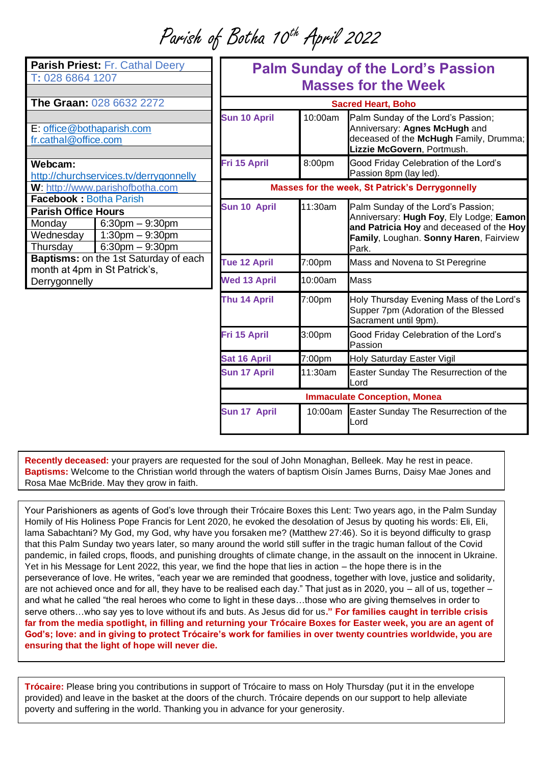# Parish of Botha 10th April 2022

| **Parish Priest:** Fr. Cathal Deery | |
|---|---|
| T: 028 6864 1207 | |
| **The Graan:** 028 6632 2272 | |
| E: office@bothaparish.com fr.cathal@office.com | |
| **Webcam:** http://churchservices.tv/derrygonnelly | |
| **W**: http://www.parishofbotha.com | |
| **Facebook :** Botha Parish | |
| **Parish Office Hours** | |
| Monday | 6:30pm – 9:30pm |
| Wednesday | 1:30pm – 9:30pm |
| Thursday | 6:30pm – 9:30pm |
| **Baptisms:** on the 1st Saturday of each month at 4pm in St Patrick's, Derrygonnelly | |

## Palm Sunday of the Lord's Passion Masses for the Week

| | | |
|---|---|---|
| **Sacred Heart, Boho** | | |
| **Sun 10 April** | 10:00am | Palm Sunday of the Lord's Passion; Anniversary: **Agnes McHugh** and deceased of the **McHugh** Family, Drumma; **Lizzie McGovern**, Portmush. |
| **Fri 15 April** | 8:00pm | Good Friday Celebration of the Lord's Passion 8pm (lay led). |
| **Masses for the week, St Patrick's Derrygonnelly** | | |
| **Sun 10 April** | 11:30am | Palm Sunday of the Lord's Passion; Anniversary: **Hugh Foy**, Ely Lodge; **Eamon and Patricia Hoy** and deceased of the **Hoy Family**, Loughan. **Sonny Haren**, Fairview Park. |
| **Tue 12 April** | 7:00pm | Mass and Novena to St Peregrine |
| **Wed 13 April** | 10:00am | Mass |
| **Thu 14 April** | 7:00pm | Holy Thursday Evening Mass of the Lord's Supper 7pm (Adoration of the Blessed Sacrament until 9pm). |
| **Fri 15 April** | 3:00pm | Good Friday Celebration of the Lord's Passion |
| **Sat 16 April** | 7:00pm | Holy Saturday Easter Vigil |
| **Sun 17 April** | 11:30am | Easter Sunday The Resurrection of the Lord |
| **Immaculate Conception, Monea** | | |
| **Sun 17 April** | 10:00am | Easter Sunday The Resurrection of the Lord |

**Recently deceased:** your prayers are requested for the soul of John Monaghan, Belleek. May he rest in peace.
**Baptisms:** Welcome to the Christian world through the waters of baptism Oisín James Burns, Daisy Mae Jones and Rosa Mae McBride. May they grow in faith.

Your Parishioners as agents of God's love through their Trócaire Boxes this Lent: Two years ago, in the Palm Sunday Homily of His Holiness Pope Francis for Lent 2020, he evoked the desolation of Jesus by quoting his words: Eli, Eli, lama Sabachtani? My God, my God, why have you forsaken me? (Matthew 27:46). So it is beyond difficulty to grasp that this Palm Sunday two years later, so many around the world still suffer in the tragic human fallout of the Covid pandemic, in failed crops, floods, and punishing droughts of climate change, in the assault on the innocent in Ukraine. Yet in his Message for Lent 2022, this year, we find the hope that lies in action – the hope there is in the perseverance of love. He writes, "each year we are reminded that goodness, together with love, justice and solidarity, are not achieved once and for all, they have to be realised each day." That just as in 2020, you – all of us, together – and what he called "the real heroes who come to light in these days…those who are giving themselves in order to serve others…who say yes to love without ifs and buts. As Jesus did for us.**" For families caught in terrible crisis far from the media spotlight, in filling and returning your Trócaire Boxes for Easter week, you are an agent of God's; love: and in giving to protect Trócaire's work for families in over twenty countries worldwide, you are ensuring that the light of hope will never die.**

**Trócaire:** Please bring you contributions in support of Trócaire to mass on Holy Thursday (put it in the envelope provided) and leave in the basket at the doors of the church. Trócaire depends on our support to help alleviate poverty and suffering in the world. Thanking you in advance for your generosity.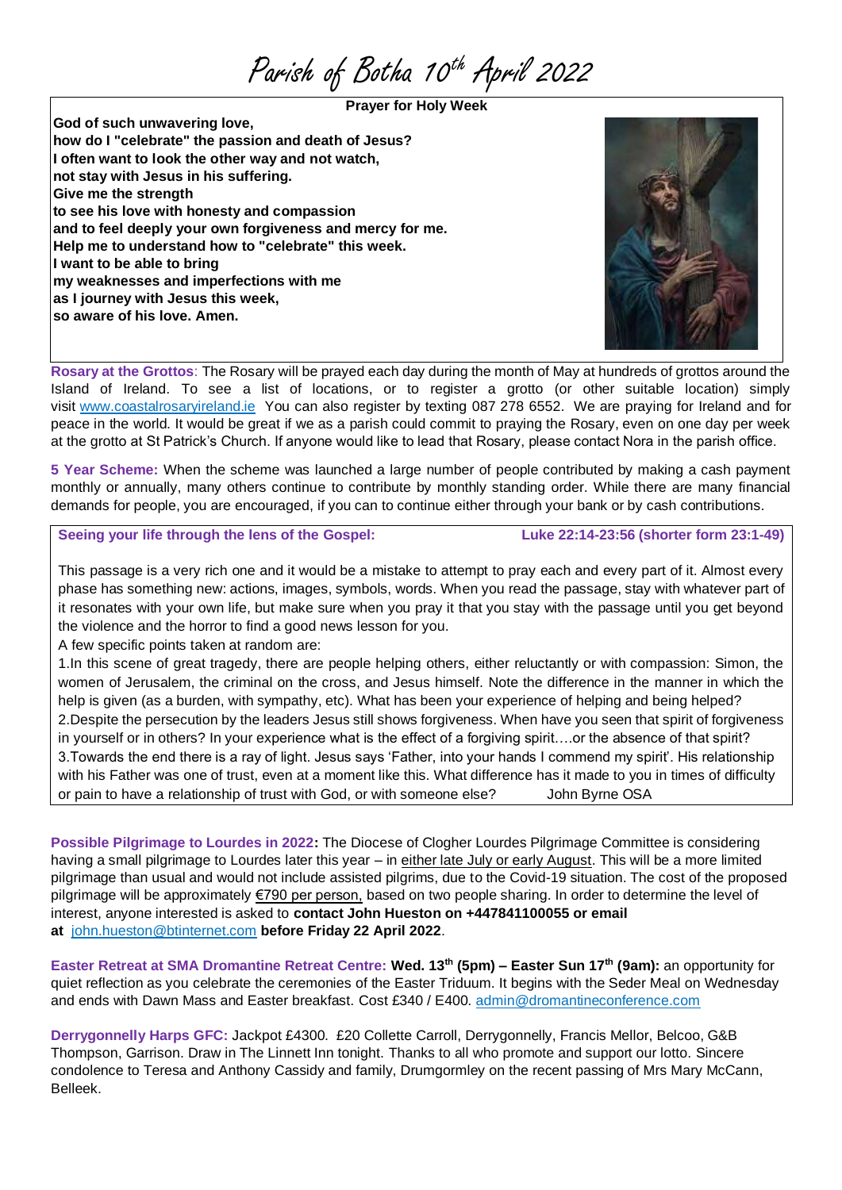# Parish of Botha 10th April 2022

**Prayer for Holy Week**

**God of such unwavering love,**
**how do I "celebrate" the passion and death of Jesus?**
**I often want to look the other way and not watch,**
**not stay with Jesus in his suffering.**
**Give me the strength**
**to see his love with honesty and compassion**
**and to feel deeply your own forgiveness and mercy for me.**
**Help me to understand how to "celebrate" this week.**
**I want to be able to bring**
**my weaknesses and imperfections with me**
**as I journey with Jesus this week,**
**so aware of his love. Amen.**

**Rosary at the Grottos**: The Rosary will be prayed each day during the month of May at hundreds of grottos around the Island of Ireland. To see a list of locations, or to register a grotto (or other suitable location) simply visit www.coastalrosaryireland.ie You can also register by texting 087 278 6552. We are praying for Ireland and for peace in the world. It would be great if we as a parish could commit to praying the Rosary, even on one day per week at the grotto at St Patrick's Church. If anyone would like to lead that Rosary, please contact Nora in the parish office.

**5 Year Scheme:** When the scheme was launched a large number of people contributed by making a cash payment monthly or annually, many others continue to contribute by monthly standing order. While there are many financial demands for people, you are encouraged, if you can to continue either through your bank or by cash contributions.

**Seeing your life through the lens of the Gospel:** **Luke 22:14-23:56 (shorter form 23:1-49)**

This passage is a very rich one and it would be a mistake to attempt to pray each and every part of it. Almost every phase has something new: actions, images, symbols, words. When you read the passage, stay with whatever part of it resonates with your own life, but make sure when you pray it that you stay with the passage until you get beyond the violence and the horror to find a good news lesson for you.

A few specific points taken at random are:

1.In this scene of great tragedy, there are people helping others, either reluctantly or with compassion: Simon, the women of Jerusalem, the criminal on the cross, and Jesus himself. Note the difference in the manner in which the help is given (as a burden, with sympathy, etc). What has been your experience of helping and being helped?
2.Despite the persecution by the leaders Jesus still shows forgiveness. When have you seen that spirit of forgiveness in yourself or in others? In your experience what is the effect of a forgiving spirit….or the absence of that spirit?
3.Towards the end there is a ray of light. Jesus says 'Father, into your hands I commend my spirit'. His relationship with his Father was one of trust, even at a moment like this. What difference has it made to you in times of difficulty or pain to have a relationship of trust with God, or with someone else? John Byrne OSA

**Possible Pilgrimage to Lourdes in 2022:** The Diocese of Clogher Lourdes Pilgrimage Committee is considering having a small pilgrimage to Lourdes later this year – in either late July or early August. This will be a more limited pilgrimage than usual and would not include assisted pilgrims, due to the Covid-19 situation. The cost of the proposed pilgrimage will be approximately €790 per person, based on two people sharing. In order to determine the level of interest, anyone interested is asked to **contact John Hueston on +447841100055 or email at** john.hueston@btinternet.com **before Friday 22 April 2022**.

**Easter Retreat at SMA Dromantine Retreat Centre: Wed. 13th (5pm) – Easter Sun 17th (9am):** an opportunity for quiet reflection as you celebrate the ceremonies of the Easter Triduum. It begins with the Seder Meal on Wednesday and ends with Dawn Mass and Easter breakfast. Cost £340 / E400. admin@dromantineconference.com

**Derrygonnelly Harps GFC:** Jackpot £4300. £20 Collette Carroll, Derrygonnelly, Francis Mellor, Belcoo, G&B Thompson, Garrison. Draw in The Linnett Inn tonight. Thanks to all who promote and support our lotto. Sincere condolence to Teresa and Anthony Cassidy and family, Drumgormley on the recent passing of Mrs Mary McCann, Belleek.